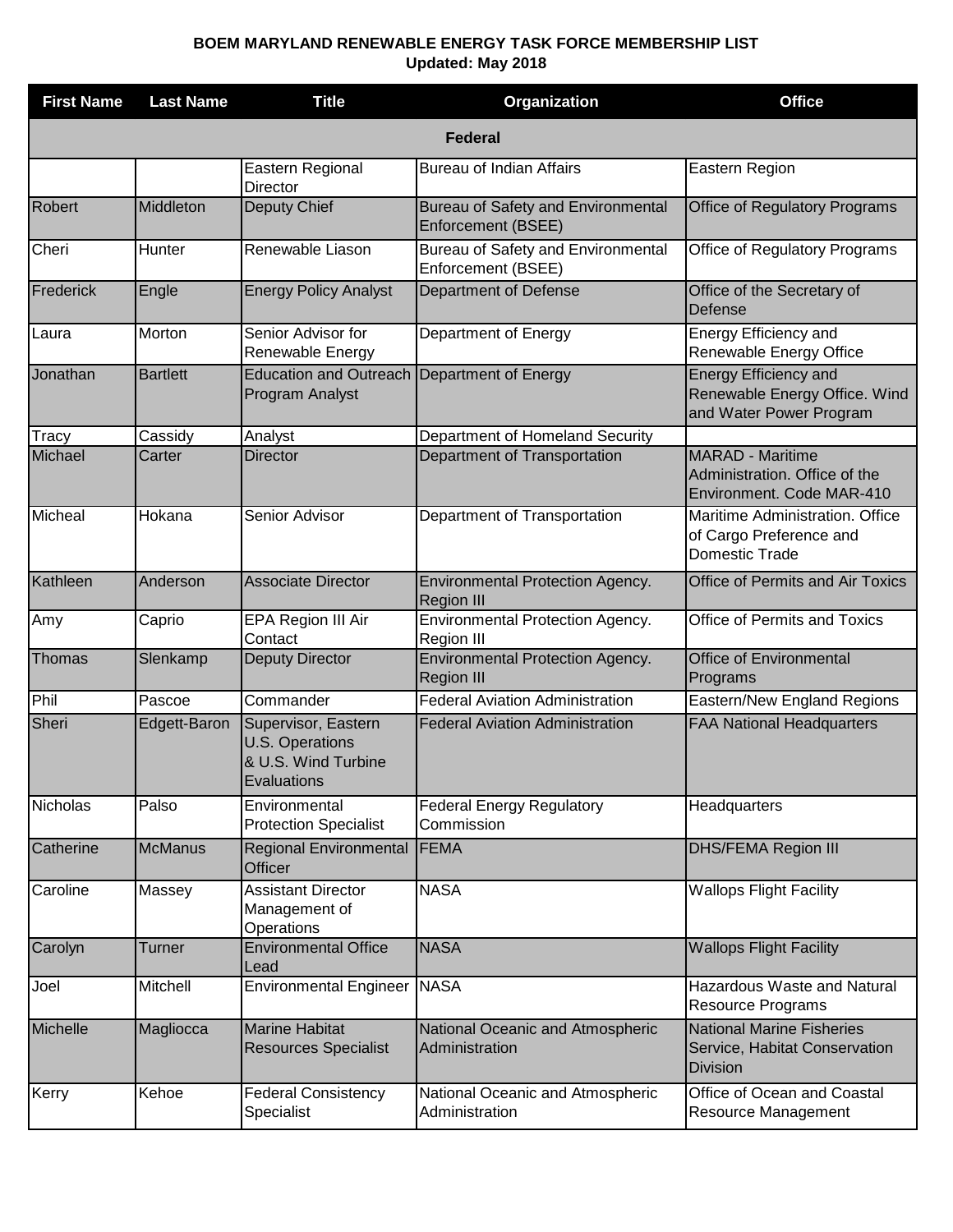**BOEM MARYLAND RENEWABLE ENERGY TASK FORCE MEMBERSHIP LIST**
**Updated: May 2018**

| First Name | Last Name | Title | Organization | Office |
|---|---|---|---|---|
| **Federal** | | | | |
| | | Eastern Regional Director | Bureau of Indian Affairs | Eastern Region |
| Robert | Middleton | Deputy Chief | Bureau of Safety and Environmental Enforcement (BSEE) | Office of Regulatory Programs |
| Cheri | Hunter | Renewable Liason | Bureau of Safety and Environmental Enforcement (BSEE) | Office of Regulatory Programs |
| Frederick | Engle | Energy Policy Analyst | Department of Defense | Office of the Secretary of Defense |
| Laura | Morton | Senior Advisor for Renewable Energy | Department of Energy | Energy Efficiency and Renewable Energy Office |
| Jonathan | Bartlett | Education and Outreach Program Analyst | Department of Energy | Energy Efficiency and Renewable Energy Office. Wind and Water Power Program |
| Tracy | Cassidy | Analyst | Department of Homeland Security | |
| Michael | Carter | Director | Department of Transportation | MARAD - Maritime Administration. Office of the Environment. Code MAR-410 |
| Micheal | Hokana | Senior Advisor | Department of Transportation | Maritime Administration. Office of Cargo Preference and Domestic Trade |
| Kathleen | Anderson | Associate Director | Environmental Protection Agency. Region III | Office of Permits and Air Toxics |
| Amy | Caprio | EPA Region III Air Contact | Environmental Protection Agency. Region III | Office of Permits and Toxics |
| Thomas | Slenkamp | Deputy Director | Environmental Protection Agency. Region III | Office of Environmental Programs |
| Phil | Pascoe | Commander | Federal Aviation Administration | Eastern/New England Regions |
| Sheri | Edgett-Baron | Supervisor, Eastern U.S. Operations & U.S. Wind Turbine Evaluations | Federal Aviation Administration | FAA National Headquarters |
| Nicholas | Palso | Environmental Protection Specialist | Federal Energy Regulatory Commission | Headquarters |
| Catherine | McManus | Regional Environmental Officer | FEMA | DHS/FEMA Region III |
| Caroline | Massey | Assistant Director Management of Operations | NASA | Wallops Flight Facility |
| Carolyn | Turner | Environmental Office Lead | NASA | Wallops Flight Facility |
| Joel | Mitchell | Environmental Engineer | NASA | Hazardous Waste and Natural Resource Programs |
| Michelle | Magliocca | Marine Habitat Resources Specialist | National Oceanic and Atmospheric Administration | National Marine Fisheries Service, Habitat Conservation Division |
| Kerry | Kehoe | Federal Consistency Specialist | National Oceanic and Atmospheric Administration | Office of Ocean and Coastal Resource Management |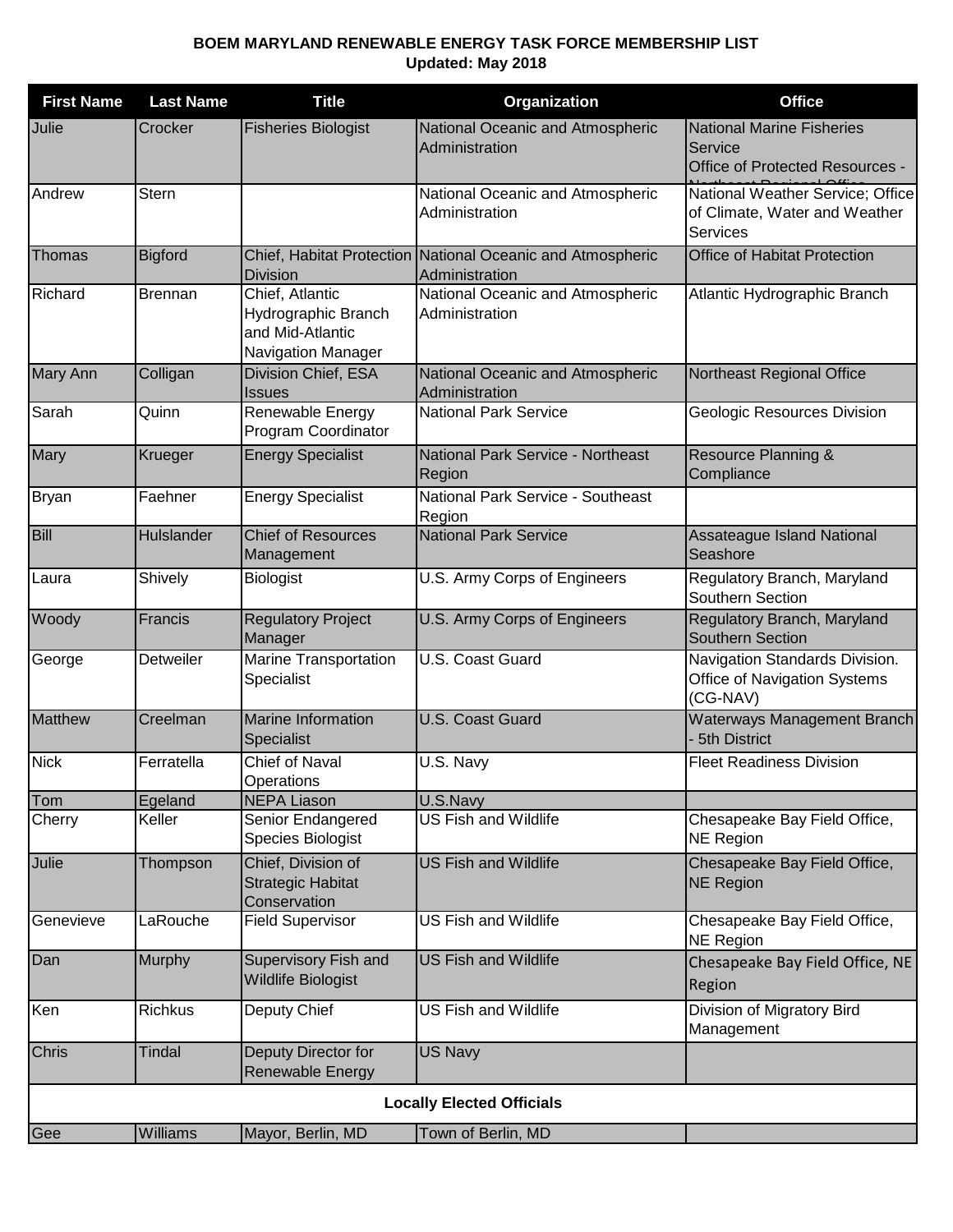**BOEM MARYLAND RENEWABLE ENERGY TASK FORCE MEMBERSHIP LIST**
**Updated: May 2018**

| First Name | Last Name | Title | Organization | Office |
|---|---|---|---|---|
| Julie | Crocker | Fisheries Biologist | National Oceanic and Atmospheric Administration | National Marine Fisheries Service Office of Protected Resources - Northeast Regional Office |
| Andrew | Stern | | National Oceanic and Atmospheric Administration | National Weather Service; Office of Climate, Water and Weather Services |
| Thomas | Bigford | Chief, Habitat Protection Division | National Oceanic and Atmospheric Administration | Office of Habitat Protection |
| Richard | Brennan | Chief, Atlantic Hydrographic Branch and Mid-Atlantic Navigation Manager | National Oceanic and Atmospheric Administration | Atlantic Hydrographic Branch |
| Mary Ann | Colligan | Division Chief, ESA Issues | National Oceanic and Atmospheric Administration | Northeast Regional Office |
| Sarah | Quinn | Renewable Energy Program Coordinator | National Park Service | Geologic Resources Division |
| Mary | Krueger | Energy Specialist | National Park Service - Northeast Region | Resource Planning & Compliance |
| Bryan | Faehner | Energy Specialist | National Park Service - Southeast Region | |
| Bill | Hulslander | Chief of Resources Management | National Park Service | Assateague Island National Seashore |
| Laura | Shively | Biologist | U.S. Army Corps of Engineers | Regulatory Branch, Maryland Southern Section |
| Woody | Francis | Regulatory Project Manager | U.S. Army Corps of Engineers | Regulatory Branch, Maryland Southern Section |
| George | Detweiler | Marine Transportation Specialist | U.S. Coast Guard | Navigation Standards Division. Office of Navigation Systems (CG-NAV) |
| Matthew | Creelman | Marine Information Specialist | U.S. Coast Guard | Waterways Management Branch - 5th District |
| Nick | Ferratella | Chief of Naval Operations | U.S. Navy | Fleet Readiness Division |
| Tom | Egeland | NEPA Liason | U.S.Navy | |
| Cherry | Keller | Senior Endangered Species Biologist | US Fish and Wildlife | Chesapeake Bay Field Office, NE Region |
| Julie | Thompson | Chief, Division of Strategic Habitat Conservation | US Fish and Wildlife | Chesapeake Bay Field Office, NE Region |
| Genevieve | LaRouche | Field Supervisor | US Fish and Wildlife | Chesapeake Bay Field Office, NE Region |
| Dan | Murphy | Supervisory Fish and Wildlife Biologist | US Fish and Wildlife | Chesapeake Bay Field Office, NE Region |
| Ken | Richkus | Deputy Chief | US Fish and Wildlife | Division of Migratory Bird Management |
| Chris | Tindal | Deputy Director for Renewable Energy | US Navy | |
| **Locally Elected Officials** | | | | |
| Gee | Williams | Mayor, Berlin, MD | Town of Berlin, MD | |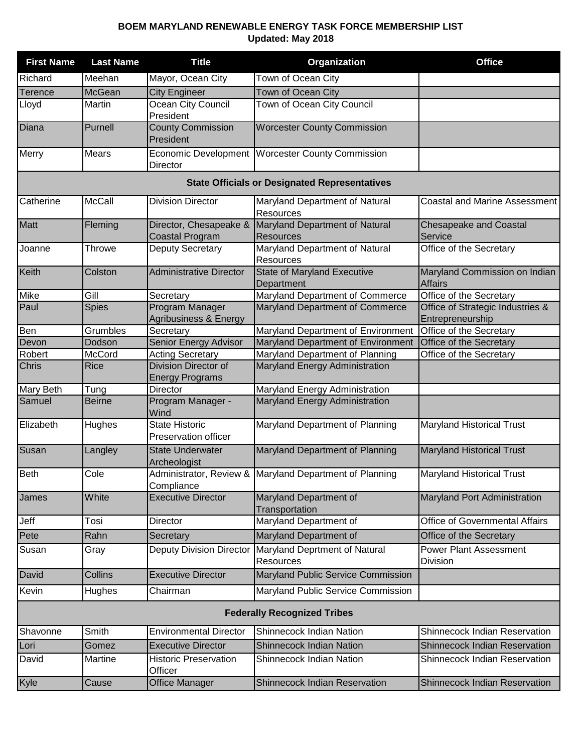**BOEM MARYLAND RENEWABLE ENERGY TASK FORCE MEMBERSHIP LIST**
**Updated: May 2018**

| First Name | Last Name | Title | Organization | Office |
|---|---|---|---|---|
| Richard | Meehan | Mayor, Ocean City | Town of Ocean City | |
| Terence | McGean | City Engineer | Town of Ocean City | |
| Lloyd | Martin | Ocean City Council President | Town of Ocean City Council | |
| Diana | Purnell | County Commission President | Worcester County Commission | |
| Merry | Mears | Economic Development Director | Worcester County Commission | |
| **State Officials or Designated Representatives** | | | | |
| Catherine | McCall | Division Director | Maryland Department of Natural Resources | Coastal and Marine Assessment |
| Matt | Fleming | Director, Chesapeake & Coastal Program | Maryland Department of Natural Resources | Chesapeake and Coastal Service |
| Joanne | Throwe | Deputy Secretary | Maryland Department of Natural Resources | Office of the Secretary |
| Keith | Colston | Administrative Director | State of Maryland Executive Department | Maryland Commission on Indian Affairs |
| Mike | Gill | Secretary | Maryland Department of Commerce | Office of the Secretary |
| Paul | Spies | Program Manager Agribusiness & Energy | Maryland Department of Commerce | Office of Strategic Industries & Entrepreneurship |
| Ben | Grumbles | Secretary | Maryland Department of Environment | Office of the Secretary |
| Devon | Dodson | Senior Energy Advisor | Maryland Department of Environment | Office of the Secretary |
| Robert | McCord | Acting Secretary | Maryland Department of Planning | Office of the Secretary |
| Chris | Rice | Division Director of Energy Programs | Maryland Energy Administration | |
| Mary Beth | Tung | Director | Maryland Energy Administration | |
| Samuel | Beirne | Program Manager - Wind | Maryland Energy Administration | |
| Elizabeth | Hughes | State Historic Preservation officer | Maryland Department of Planning | Maryland Historical Trust |
| Susan | Langley | State Underwater Archeologist | Maryland Department of Planning | Maryland Historical Trust |
| Beth | Cole | Administrator, Review & Compliance | Maryland Department of Planning | Maryland Historical Trust |
| James | White | Executive Director | Maryland Department of Transportation | Maryland Port Administration |
| Jeff | Tosi | Director | Maryland Department of | Office of Governmental Affairs |
| Pete | Rahn | Secretary | Maryland Department of | Office of the Secretary |
| Susan | Gray | Deputy Division Director | Maryland Deprtment of Natural Resources | Power Plant Assessment Division |
| David | Collins | Executive Director | Maryland Public Service Commission | |
| Kevin | Hughes | Chairman | Maryland Public Service Commission | |
| **Federally Recognized Tribes** | | | | |
| Shavonne | Smith | Environmental Director | Shinnecock Indian Nation | Shinnecock Indian Reservation |
| Lori | Gomez | Executive Director | Shinnecock Indian Nation | Shinnecock Indian Reservation |
| David | Martine | Historic Preservation Officer | Shinnecock Indian Nation | Shinnecock Indian Reservation |
| Kyle | Cause | Office Manager | Shinnecock Indian Reservation | Shinnecock Indian Reservation |